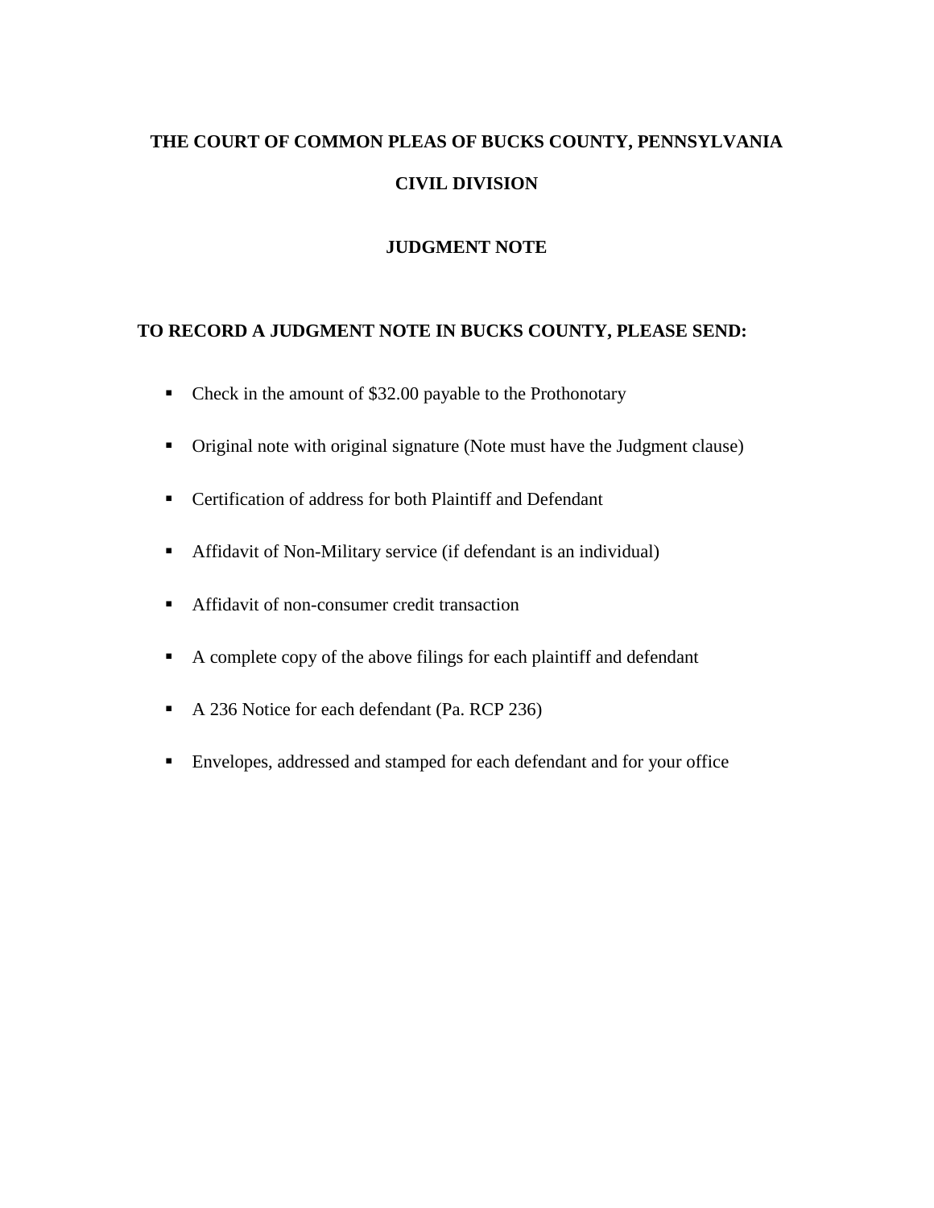# THE COURT OF COMMON PLEAS OF BUCKS COUNTY, PENNSYLVANIA

## CIVIL DIVISION

## JUDGMENT NOTE

### TO RECORD A JUDGMENT NOTE IN BUCKS COUNTY, PLEASE SEND:

- Check in the amount of $32.00 payable to the Prothonotary
- Original note with original signature (Note must have the Judgment clause)
- Certification of address for both Plaintiff and Defendant
- Affidavit of Non-Military service (if defendant is an individual)
- Affidavit of non-consumer credit transaction
- A complete copy of the above filings for each plaintiff and defendant
- A 236 Notice for each defendant (Pa. RCP 236)
- Envelopes, addressed and stamped for each defendant and for your office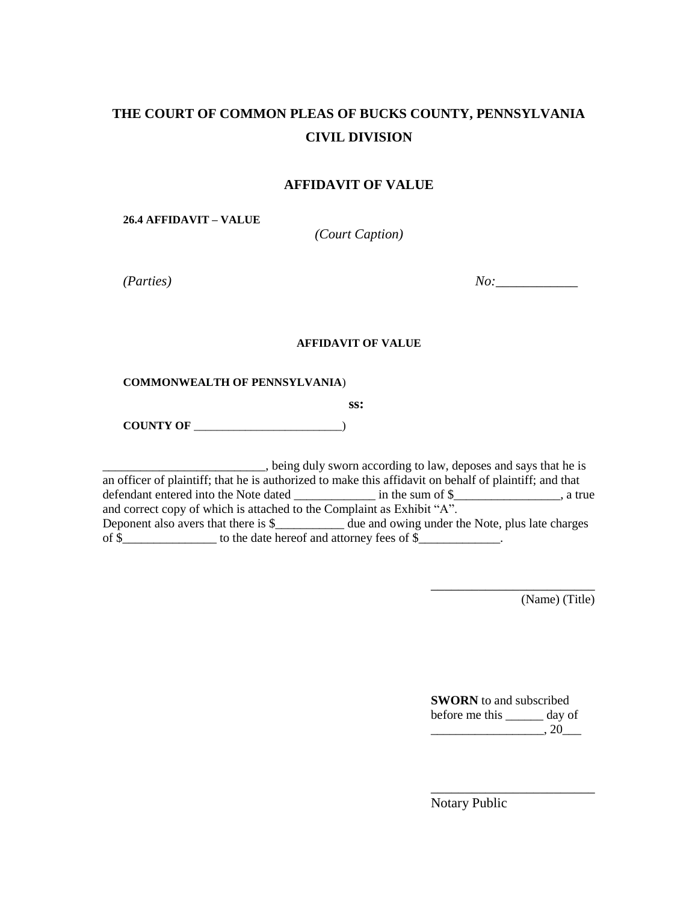# THE COURT OF COMMON PLEAS OF BUCKS COUNTY, PENNSYLVANIA
# CIVIL DIVISION

## AFFIDAVIT OF VALUE

**26.4 AFFIDAVIT – VALUE**

*(Court Caption)*

*(Parties)* *No:*____________

**AFFIDAVIT OF VALUE**

**COMMONWEALTH OF PENNSYLVANIA**)

**ss:**

**COUNTY OF** _________________________)

__________________________, being duly sworn according to law, deposes and says that he is an officer of plaintiff; that he is authorized to make this affidavit on behalf of plaintiff; and that defendant entered into the Note dated _____________ in the sum of $_________________, a true and correct copy of which is attached to the Complaint as Exhibit "A".
Deponent also avers that there is $___________ due and owing under the Note, plus late charges of $_______________ to the date hereof and attorney fees of $_____________.

_________________________
(Name) (Title)

**SWORN** to and subscribed before me this ______ day of __________________, 20___

_________________________
Notary Public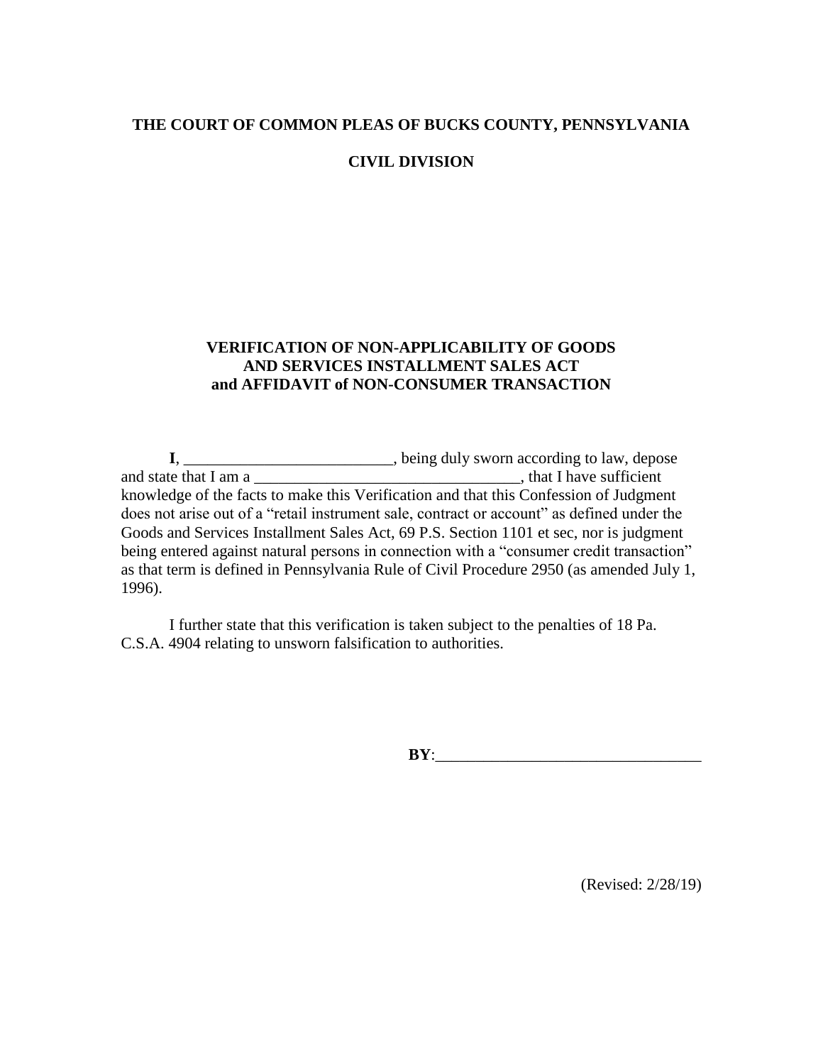**THE COURT OF COMMON PLEAS OF BUCKS COUNTY, PENNSYLVANIA**

**CIVIL DIVISION**

**VERIFICATION OF NON-APPLICABILITY OF GOODS AND SERVICES INSTALLMENT SALES ACT and AFFIDAVIT of NON-CONSUMER TRANSACTION**

**I**, __________________________, being duly sworn according to law, depose and state that I am a _________________________________, that I have sufficient knowledge of the facts to make this Verification and that this Confession of Judgment does not arise out of a "retail instrument sale, contract or account" as defined under the Goods and Services Installment Sales Act, 69 P.S. Section 1101 et sec, nor is judgment being entered against natural persons in connection with a "consumer credit transaction" as that term is defined in Pennsylvania Rule of Civil Procedure 2950 (as amended July 1, 1996).

I further state that this verification is taken subject to the penalties of 18 Pa. C.S.A. 4904 relating to unsworn falsification to authorities.

**BY**:_________________________________

(Revised: 2/28/19)